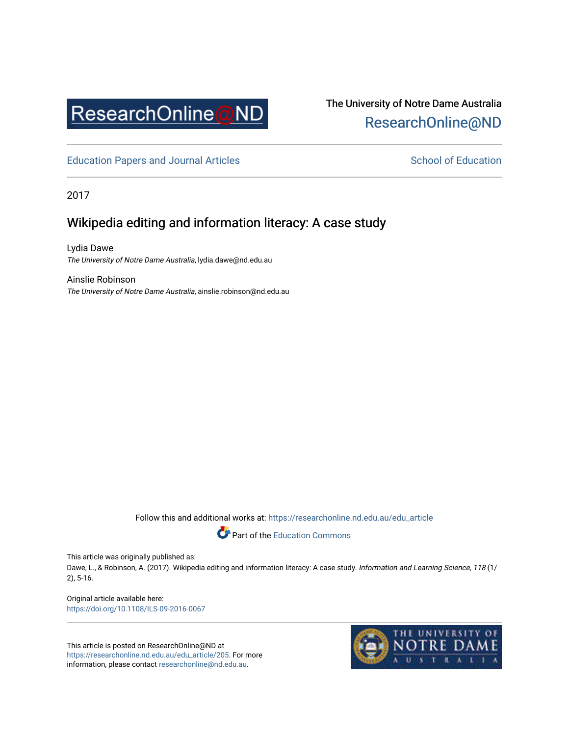The University of Notre Dame Australia
ResearchOnline@ND

Education Papers and Journal Articles

School of Education

2017

# Wikipedia editing and information literacy: A case study

Lydia Dawe
*The University of Notre Dame Australia*, lydia.dawe@nd.edu.au

Ainslie Robinson
*The University of Notre Dame Australia*, ainslie.robinson@nd.edu.au

Follow this and additional works at: https://researchonline.nd.edu.au/edu_article

Part of the Education Commons

This article was originally published as:
Dawe, L., & Robinson, A. (2017). Wikipedia editing and information literacy: A case study. *Information and Learning Science, 118* (1/2), 5-16.

Original article available here:
https://doi.org/10.1108/ILS-09-2016-0067

This article is posted on ResearchOnline@ND at https://researchonline.nd.edu.au/edu_article/205. For more information, please contact researchonline@nd.edu.au.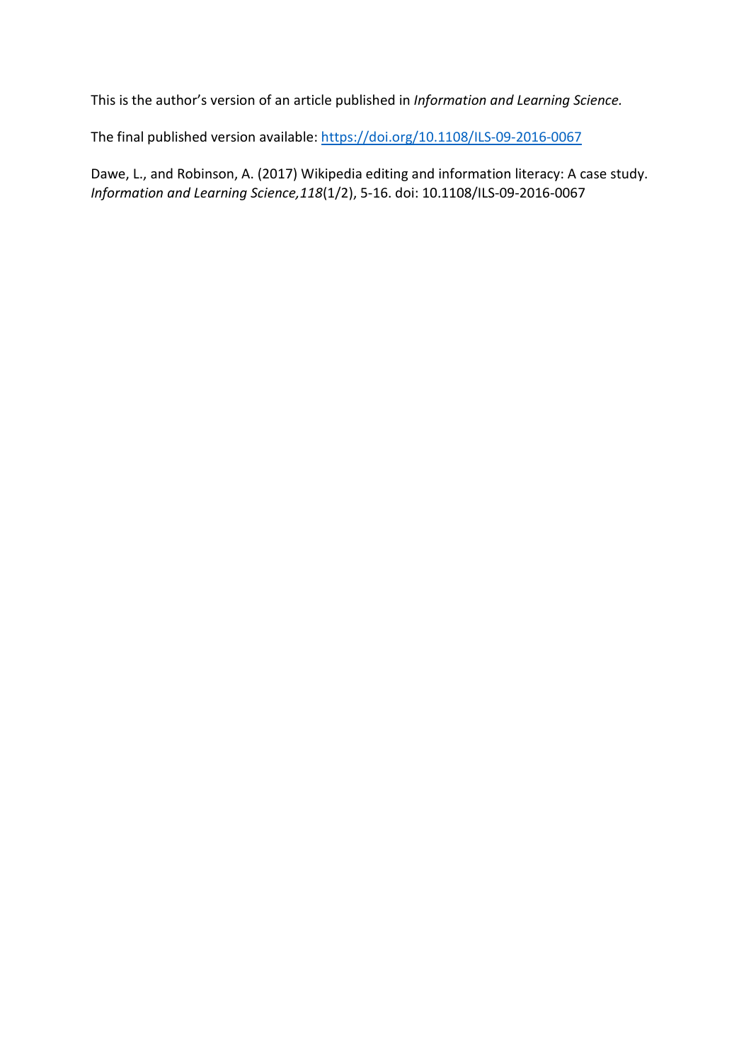This is the author's version of an article published in *Information and Learning Science.*

The final published version available: [https://doi.org/10.1108/ILS-09-2016-0067](https://doi.org/10.1108/ILS-09-2016-0067)

Dawe, L., and Robinson, A. (2017) Wikipedia editing and information literacy: A case study. *Information and Learning Science,118*(1/2), 5-16. doi: 10.1108/ILS-09-2016-0067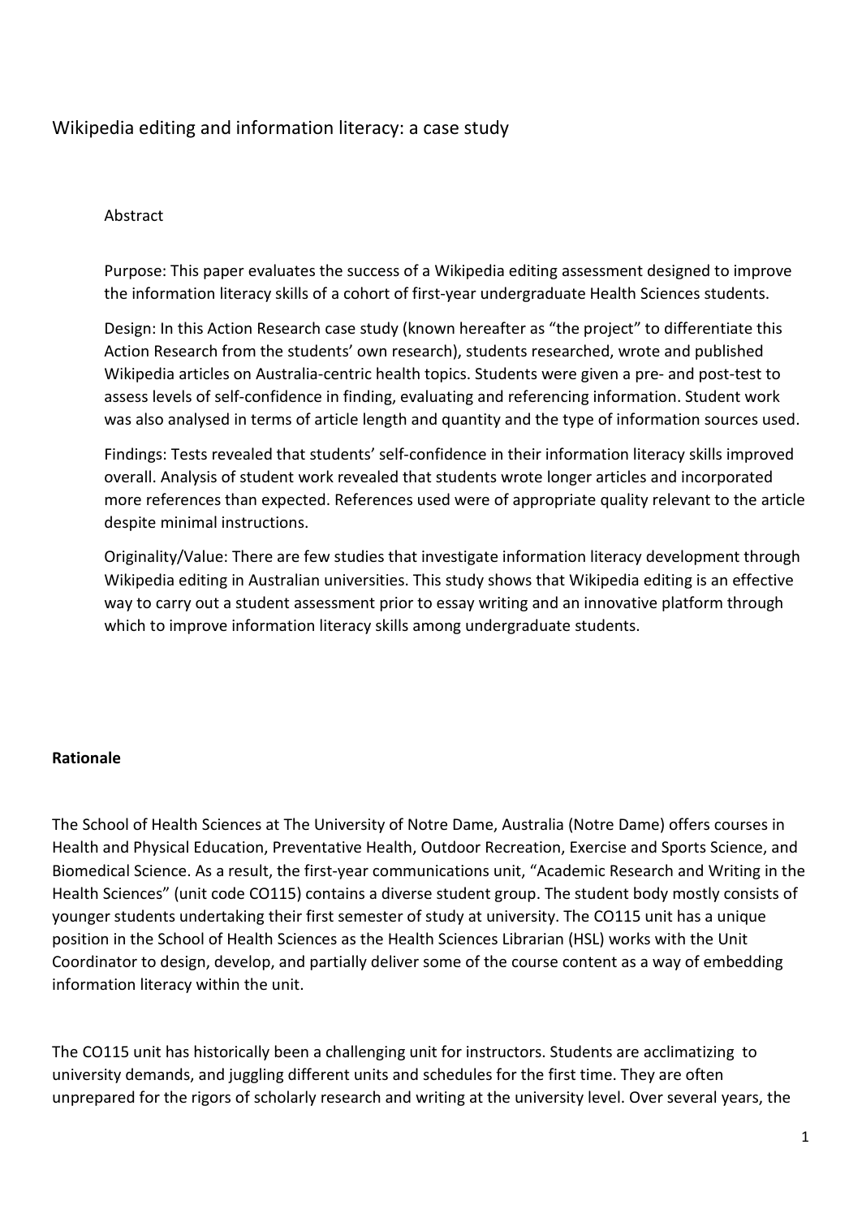# Wikipedia editing and information literacy: a case study

## Abstract

Purpose: This paper evaluates the success of a Wikipedia editing assessment designed to improve the information literacy skills of a cohort of first-year undergraduate Health Sciences students.

Design: In this Action Research case study (known hereafter as "the project" to differentiate this Action Research from the students' own research), students researched, wrote and published Wikipedia articles on Australia-centric health topics. Students were given a pre- and post-test to assess levels of self-confidence in finding, evaluating and referencing information. Student work was also analysed in terms of article length and quantity and the type of information sources used.

Findings: Tests revealed that students' self-confidence in their information literacy skills improved overall. Analysis of student work revealed that students wrote longer articles and incorporated more references than expected. References used were of appropriate quality relevant to the article despite minimal instructions.

Originality/Value: There are few studies that investigate information literacy development through Wikipedia editing in Australian universities. This study shows that Wikipedia editing is an effective way to carry out a student assessment prior to essay writing and an innovative platform through which to improve information literacy skills among undergraduate students.

## Rationale

The School of Health Sciences at The University of Notre Dame, Australia (Notre Dame) offers courses in Health and Physical Education, Preventative Health, Outdoor Recreation, Exercise and Sports Science, and Biomedical Science. As a result, the first-year communications unit, "Academic Research and Writing in the Health Sciences" (unit code CO115) contains a diverse student group. The student body mostly consists of younger students undertaking their first semester of study at university. The CO115 unit has a unique position in the School of Health Sciences as the Health Sciences Librarian (HSL) works with the Unit Coordinator to design, develop, and partially deliver some of the course content as a way of embedding information literacy within the unit.

The CO115 unit has historically been a challenging unit for instructors. Students are acclimatizing to university demands, and juggling different units and schedules for the first time. They are often unprepared for the rigors of scholarly research and writing at the university level. Over several years, the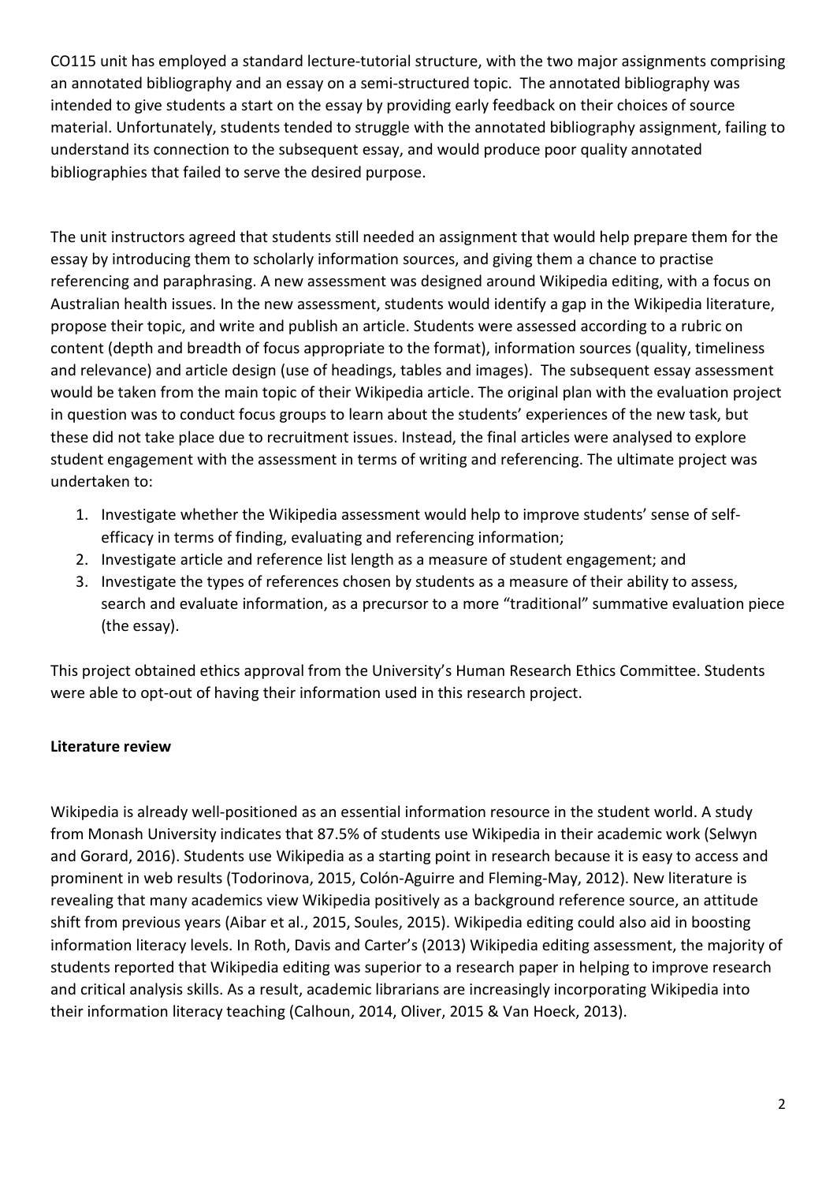CO115 unit has employed a standard lecture-tutorial structure, with the two major assignments comprising an annotated bibliography and an essay on a semi-structured topic. The annotated bibliography was intended to give students a start on the essay by providing early feedback on their choices of source material. Unfortunately, students tended to struggle with the annotated bibliography assignment, failing to understand its connection to the subsequent essay, and would produce poor quality annotated bibliographies that failed to serve the desired purpose.

The unit instructors agreed that students still needed an assignment that would help prepare them for the essay by introducing them to scholarly information sources, and giving them a chance to practise referencing and paraphrasing. A new assessment was designed around Wikipedia editing, with a focus on Australian health issues. In the new assessment, students would identify a gap in the Wikipedia literature, propose their topic, and write and publish an article. Students were assessed according to a rubric on content (depth and breadth of focus appropriate to the format), information sources (quality, timeliness and relevance) and article design (use of headings, tables and images). The subsequent essay assessment would be taken from the main topic of their Wikipedia article. The original plan with the evaluation project in question was to conduct focus groups to learn about the students' experiences of the new task, but these did not take place due to recruitment issues. Instead, the final articles were analysed to explore student engagement with the assessment in terms of writing and referencing. The ultimate project was undertaken to:

1. Investigate whether the Wikipedia assessment would help to improve students' sense of self-efficacy in terms of finding, evaluating and referencing information;
2. Investigate article and reference list length as a measure of student engagement; and
3. Investigate the types of references chosen by students as a measure of their ability to assess, search and evaluate information, as a precursor to a more "traditional" summative evaluation piece (the essay).

This project obtained ethics approval from the University's Human Research Ethics Committee. Students were able to opt-out of having their information used in this research project.

**Literature review**

Wikipedia is already well-positioned as an essential information resource in the student world. A study from Monash University indicates that 87.5% of students use Wikipedia in their academic work (Selwyn and Gorard, 2016). Students use Wikipedia as a starting point in research because it is easy to access and prominent in web results (Todorinova, 2015, Colón-Aguirre and Fleming-May, 2012). New literature is revealing that many academics view Wikipedia positively as a background reference source, an attitude shift from previous years (Aibar et al., 2015, Soules, 2015). Wikipedia editing could also aid in boosting information literacy levels. In Roth, Davis and Carter's (2013) Wikipedia editing assessment, the majority of students reported that Wikipedia editing was superior to a research paper in helping to improve research and critical analysis skills. As a result, academic librarians are increasingly incorporating Wikipedia into their information literacy teaching (Calhoun, 2014, Oliver, 2015 & Van Hoeck, 2013).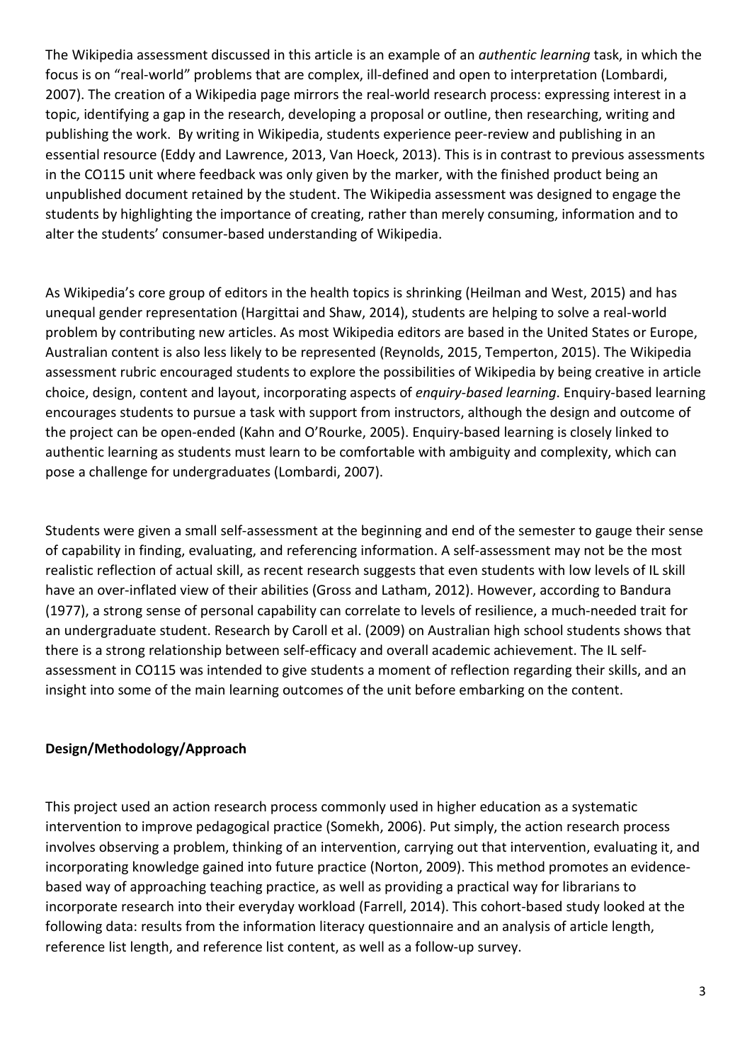The Wikipedia assessment discussed in this article is an example of an *authentic learning* task, in which the focus is on "real-world" problems that are complex, ill-defined and open to interpretation (Lombardi, 2007). The creation of a Wikipedia page mirrors the real-world research process: expressing interest in a topic, identifying a gap in the research, developing a proposal or outline, then researching, writing and publishing the work. By writing in Wikipedia, students experience peer-review and publishing in an essential resource (Eddy and Lawrence, 2013, Van Hoeck, 2013). This is in contrast to previous assessments in the CO115 unit where feedback was only given by the marker, with the finished product being an unpublished document retained by the student. The Wikipedia assessment was designed to engage the students by highlighting the importance of creating, rather than merely consuming, information and to alter the students' consumer-based understanding of Wikipedia.

As Wikipedia's core group of editors in the health topics is shrinking (Heilman and West, 2015) and has unequal gender representation (Hargittai and Shaw, 2014), students are helping to solve a real-world problem by contributing new articles. As most Wikipedia editors are based in the United States or Europe, Australian content is also less likely to be represented (Reynolds, 2015, Temperton, 2015). The Wikipedia assessment rubric encouraged students to explore the possibilities of Wikipedia by being creative in article choice, design, content and layout, incorporating aspects of *enquiry-based learning*. Enquiry-based learning encourages students to pursue a task with support from instructors, although the design and outcome of the project can be open-ended (Kahn and O'Rourke, 2005). Enquiry-based learning is closely linked to authentic learning as students must learn to be comfortable with ambiguity and complexity, which can pose a challenge for undergraduates (Lombardi, 2007).

Students were given a small self-assessment at the beginning and end of the semester to gauge their sense of capability in finding, evaluating, and referencing information. A self-assessment may not be the most realistic reflection of actual skill, as recent research suggests that even students with low levels of IL skill have an over-inflated view of their abilities (Gross and Latham, 2012). However, according to Bandura (1977), a strong sense of personal capability can correlate to levels of resilience, a much-needed trait for an undergraduate student. Research by Caroll et al. (2009) on Australian high school students shows that there is a strong relationship between self-efficacy and overall academic achievement. The IL self-assessment in CO115 was intended to give students a moment of reflection regarding their skills, and an insight into some of the main learning outcomes of the unit before embarking on the content.

**Design/Methodology/Approach**

This project used an action research process commonly used in higher education as a systematic intervention to improve pedagogical practice (Somekh, 2006). Put simply, the action research process involves observing a problem, thinking of an intervention, carrying out that intervention, evaluating it, and incorporating knowledge gained into future practice (Norton, 2009). This method promotes an evidence-based way of approaching teaching practice, as well as providing a practical way for librarians to incorporate research into their everyday workload (Farrell, 2014). This cohort-based study looked at the following data: results from the information literacy questionnaire and an analysis of article length, reference list length, and reference list content, as well as a follow-up survey.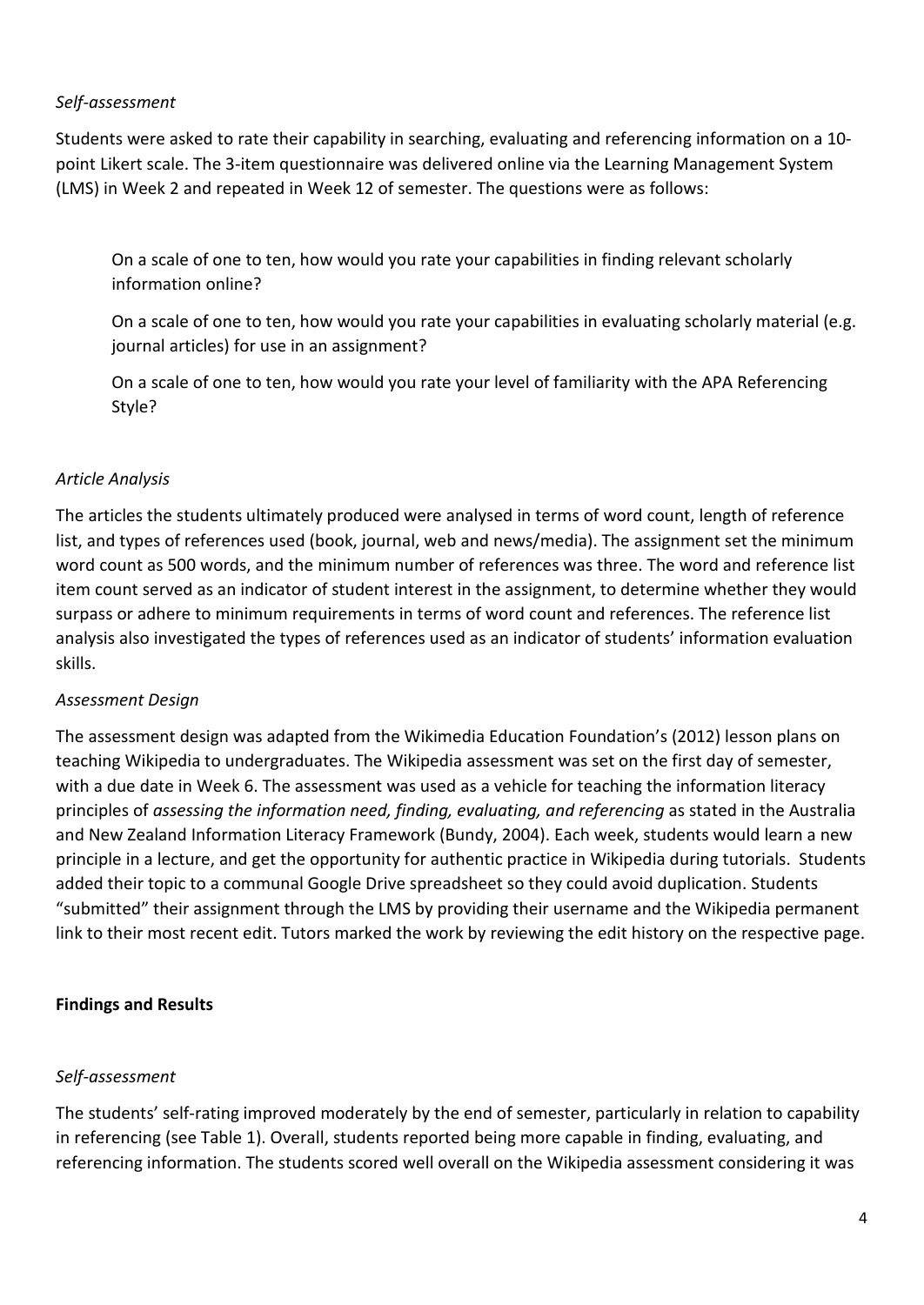*Self-assessment*

Students were asked to rate their capability in searching, evaluating and referencing information on a 10-point Likert scale. The 3-item questionnaire was delivered online via the Learning Management System (LMS) in Week 2 and repeated in Week 12 of semester. The questions were as follows:

> On a scale of one to ten, how would you rate your capabilities in finding relevant scholarly information online?
>
> On a scale of one to ten, how would you rate your capabilities in evaluating scholarly material (e.g. journal articles) for use in an assignment?
>
> On a scale of one to ten, how would you rate your level of familiarity with the APA Referencing Style?

*Article Analysis*

The articles the students ultimately produced were analysed in terms of word count, length of reference list, and types of references used (book, journal, web and news/media). The assignment set the minimum word count as 500 words, and the minimum number of references was three. The word and reference list item count served as an indicator of student interest in the assignment, to determine whether they would surpass or adhere to minimum requirements in terms of word count and references. The reference list analysis also investigated the types of references used as an indicator of students' information evaluation skills.

*Assessment Design*

The assessment design was adapted from the Wikimedia Education Foundation's (2012) lesson plans on teaching Wikipedia to undergraduates. The Wikipedia assessment was set on the first day of semester, with a due date in Week 6. The assessment was used as a vehicle for teaching the information literacy principles of *assessing the information need, finding, evaluating, and referencing* as stated in the Australia and New Zealand Information Literacy Framework (Bundy, 2004). Each week, students would learn a new principle in a lecture, and get the opportunity for authentic practice in Wikipedia during tutorials. Students added their topic to a communal Google Drive spreadsheet so they could avoid duplication. Students "submitted" their assignment through the LMS by providing their username and the Wikipedia permanent link to their most recent edit. Tutors marked the work by reviewing the edit history on the respective page.

**Findings and Results**

*Self-assessment*

The students' self-rating improved moderately by the end of semester, particularly in relation to capability in referencing (see Table 1). Overall, students reported being more capable in finding, evaluating, and referencing information. The students scored well overall on the Wikipedia assessment considering it was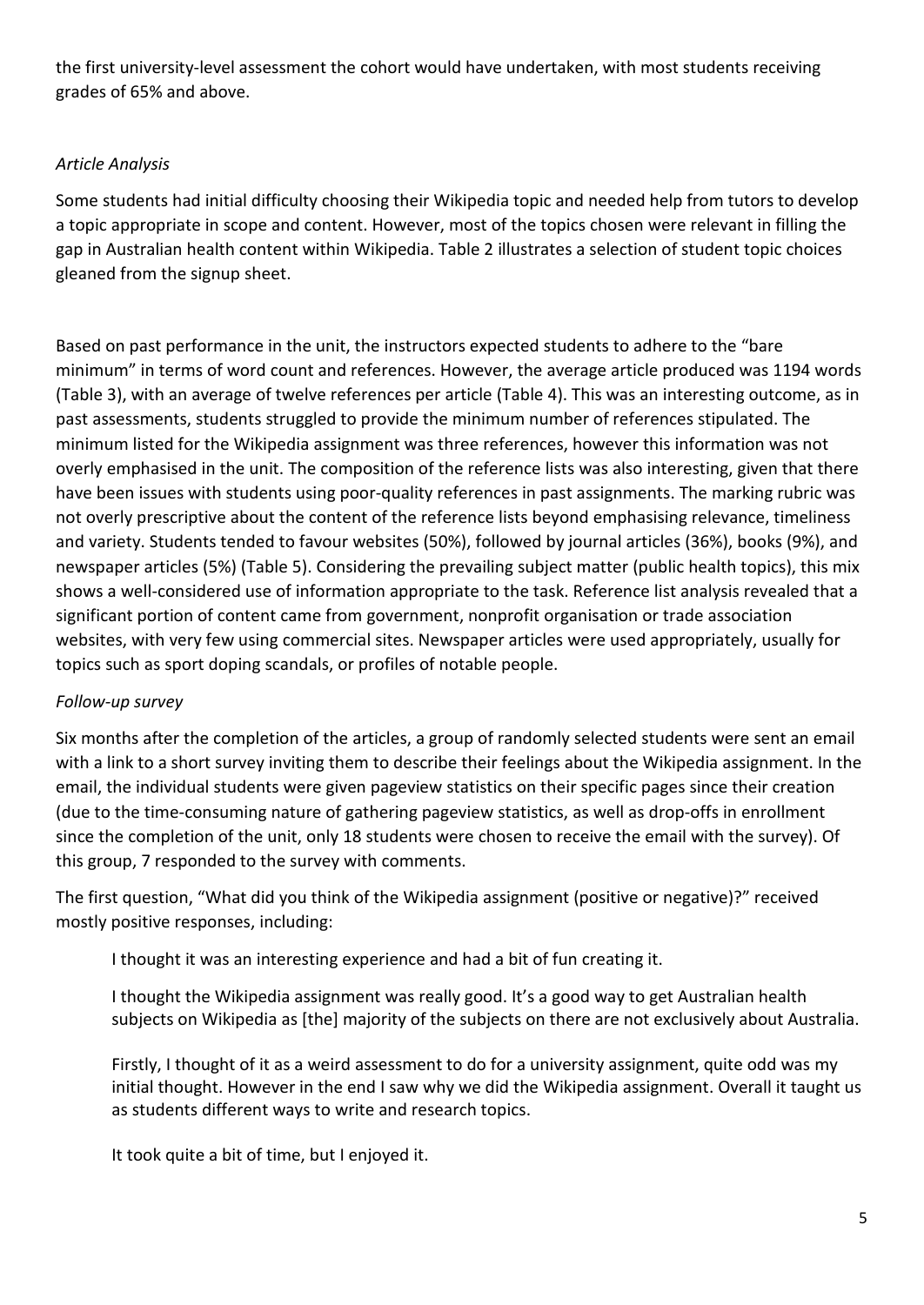the first university-level assessment the cohort would have undertaken, with most students receiving grades of 65% and above.

### *Article Analysis*

Some students had initial difficulty choosing their Wikipedia topic and needed help from tutors to develop a topic appropriate in scope and content. However, most of the topics chosen were relevant in filling the gap in Australian health content within Wikipedia. Table 2 illustrates a selection of student topic choices gleaned from the signup sheet.

Based on past performance in the unit, the instructors expected students to adhere to the "bare minimum" in terms of word count and references. However, the average article produced was 1194 words (Table 3), with an average of twelve references per article (Table 4). This was an interesting outcome, as in past assessments, students struggled to provide the minimum number of references stipulated. The minimum listed for the Wikipedia assignment was three references, however this information was not overly emphasised in the unit. The composition of the reference lists was also interesting, given that there have been issues with students using poor-quality references in past assignments. The marking rubric was not overly prescriptive about the content of the reference lists beyond emphasising relevance, timeliness and variety. Students tended to favour websites (50%), followed by journal articles (36%), books (9%), and newspaper articles (5%) (Table 5). Considering the prevailing subject matter (public health topics), this mix shows a well-considered use of information appropriate to the task. Reference list analysis revealed that a significant portion of content came from government, nonprofit organisation or trade association websites, with very few using commercial sites. Newspaper articles were used appropriately, usually for topics such as sport doping scandals, or profiles of notable people.

### *Follow-up survey*

Six months after the completion of the articles, a group of randomly selected students were sent an email with a link to a short survey inviting them to describe their feelings about the Wikipedia assignment. In the email, the individual students were given pageview statistics on their specific pages since their creation (due to the time-consuming nature of gathering pageview statistics, as well as drop-offs in enrollment since the completion of the unit, only 18 students were chosen to receive the email with the survey). Of this group, 7 responded to the survey with comments.

The first question, "What did you think of the Wikipedia assignment (positive or negative)?" received mostly positive responses, including:

> I thought it was an interesting experience and had a bit of fun creating it.
>
> I thought the Wikipedia assignment was really good. It's a good way to get Australian health subjects on Wikipedia as [the] majority of the subjects on there are not exclusively about Australia.
>
> Firstly, I thought of it as a weird assessment to do for a university assignment, quite odd was my initial thought. However in the end I saw why we did the Wikipedia assignment. Overall it taught us as students different ways to write and research topics.
>
> It took quite a bit of time, but I enjoyed it.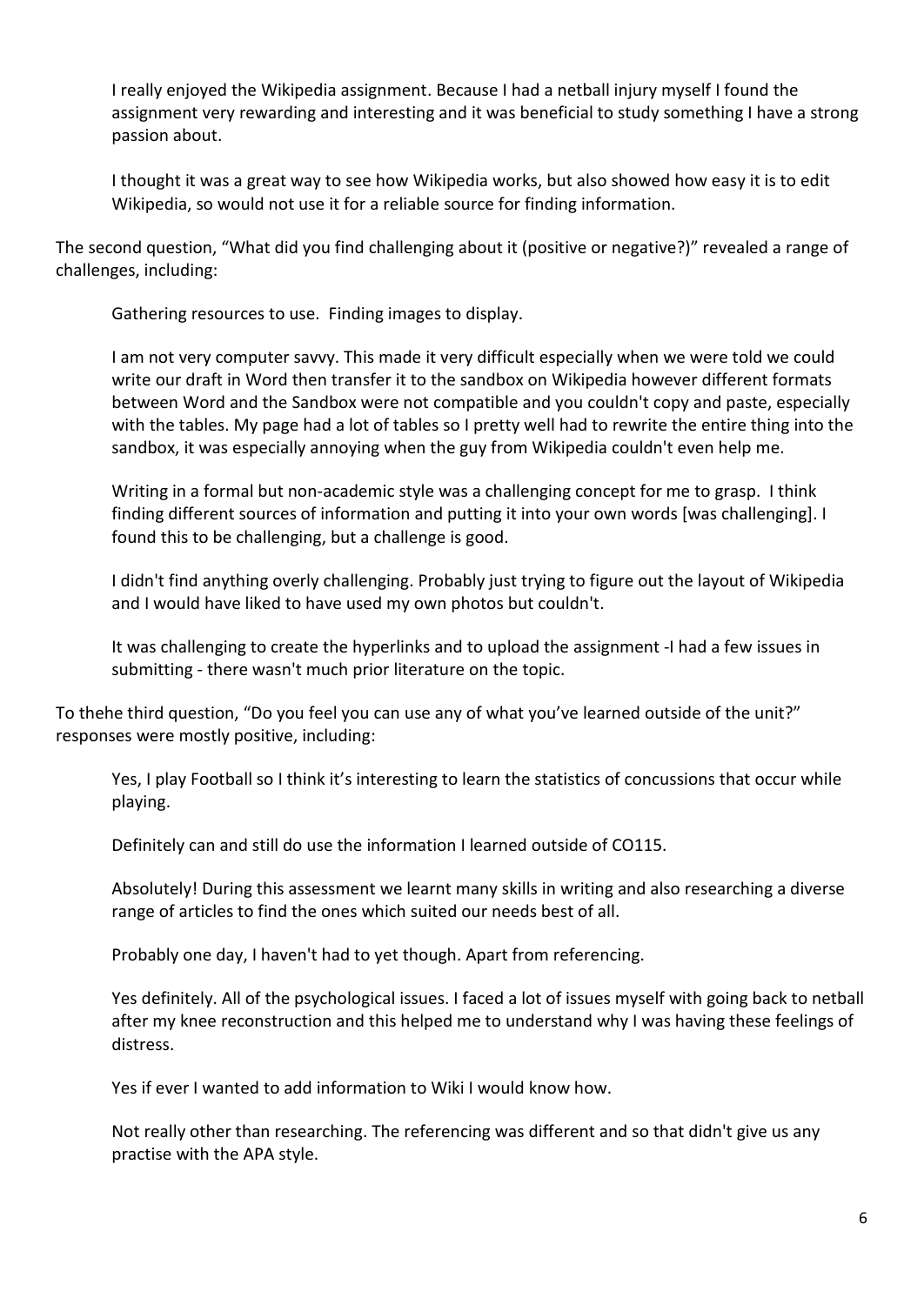> I really enjoyed the Wikipedia assignment. Because I had a netball injury myself I found the assignment very rewarding and interesting and it was beneficial to study something I have a strong passion about.
>
> I thought it was a great way to see how Wikipedia works, but also showed how easy it is to edit Wikipedia, so would not use it for a reliable source for finding information.

The second question, "What did you find challenging about it (positive or negative?)" revealed a range of challenges, including:

> Gathering resources to use. Finding images to display.
>
> I am not very computer savvy. This made it very difficult especially when we were told we could write our draft in Word then transfer it to the sandbox on Wikipedia however different formats between Word and the Sandbox were not compatible and you couldn't copy and paste, especially with the tables. My page had a lot of tables so I pretty well had to rewrite the entire thing into the sandbox, it was especially annoying when the guy from Wikipedia couldn't even help me.
>
> Writing in a formal but non-academic style was a challenging concept for me to grasp. I think finding different sources of information and putting it into your own words [was challenging]. I found this to be challenging, but a challenge is good.
>
> I didn't find anything overly challenging. Probably just trying to figure out the layout of Wikipedia and I would have liked to have used my own photos but couldn't.
>
> It was challenging to create the hyperlinks and to upload the assignment -I had a few issues in submitting - there wasn't much prior literature on the topic.

To thehe third question, "Do you feel you can use any of what you've learned outside of the unit?" responses were mostly positive, including:

> Yes, I play Football so I think it's interesting to learn the statistics of concussions that occur while playing.
>
> Definitely can and still do use the information I learned outside of CO115.
>
> Absolutely! During this assessment we learnt many skills in writing and also researching a diverse range of articles to find the ones which suited our needs best of all.
>
> Probably one day, I haven't had to yet though. Apart from referencing.
>
> Yes definitely. All of the psychological issues. I faced a lot of issues myself with going back to netball after my knee reconstruction and this helped me to understand why I was having these feelings of distress.
>
> Yes if ever I wanted to add information to Wiki I would know how.
>
> Not really other than researching. The referencing was different and so that didn't give us any practise with the APA style.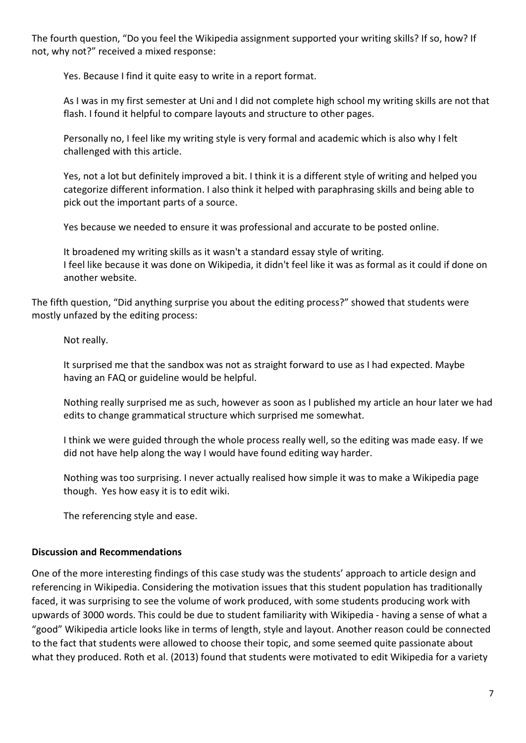The fourth question, "Do you feel the Wikipedia assignment supported your writing skills? If so, how? If not, why not?" received a mixed response:

> Yes. Because I find it quite easy to write in a report format.
>
> As I was in my first semester at Uni and I did not complete high school my writing skills are not that flash. I found it helpful to compare layouts and structure to other pages.
>
> Personally no, I feel like my writing style is very formal and academic which is also why I felt challenged with this article.
>
> Yes, not a lot but definitely improved a bit. I think it is a different style of writing and helped you categorize different information. I also think it helped with paraphrasing skills and being able to pick out the important parts of a source.
>
> Yes because we needed to ensure it was professional and accurate to be posted online.
>
> It broadened my writing skills as it wasn't a standard essay style of writing.
> I feel like because it was done on Wikipedia, it didn't feel like it was as formal as it could if done on another website.

The fifth question, "Did anything surprise you about the editing process?" showed that students were mostly unfazed by the editing process:

> Not really.
>
> It surprised me that the sandbox was not as straight forward to use as I had expected. Maybe having an FAQ or guideline would be helpful.
>
> Nothing really surprised me as such, however as soon as I published my article an hour later we had edits to change grammatical structure which surprised me somewhat.
>
> I think we were guided through the whole process really well, so the editing was made easy. If we did not have help along the way I would have found editing way harder.
>
> Nothing was too surprising. I never actually realised how simple it was to make a Wikipedia page though. Yes how easy it is to edit wiki.
>
> The referencing style and ease.

**Discussion and Recommendations**

One of the more interesting findings of this case study was the students' approach to article design and referencing in Wikipedia. Considering the motivation issues that this student population has traditionally faced, it was surprising to see the volume of work produced, with some students producing work with upwards of 3000 words. This could be due to student familiarity with Wikipedia - having a sense of what a "good" Wikipedia article looks like in terms of length, style and layout. Another reason could be connected to the fact that students were allowed to choose their topic, and some seemed quite passionate about what they produced. Roth et al. (2013) found that students were motivated to edit Wikipedia for a variety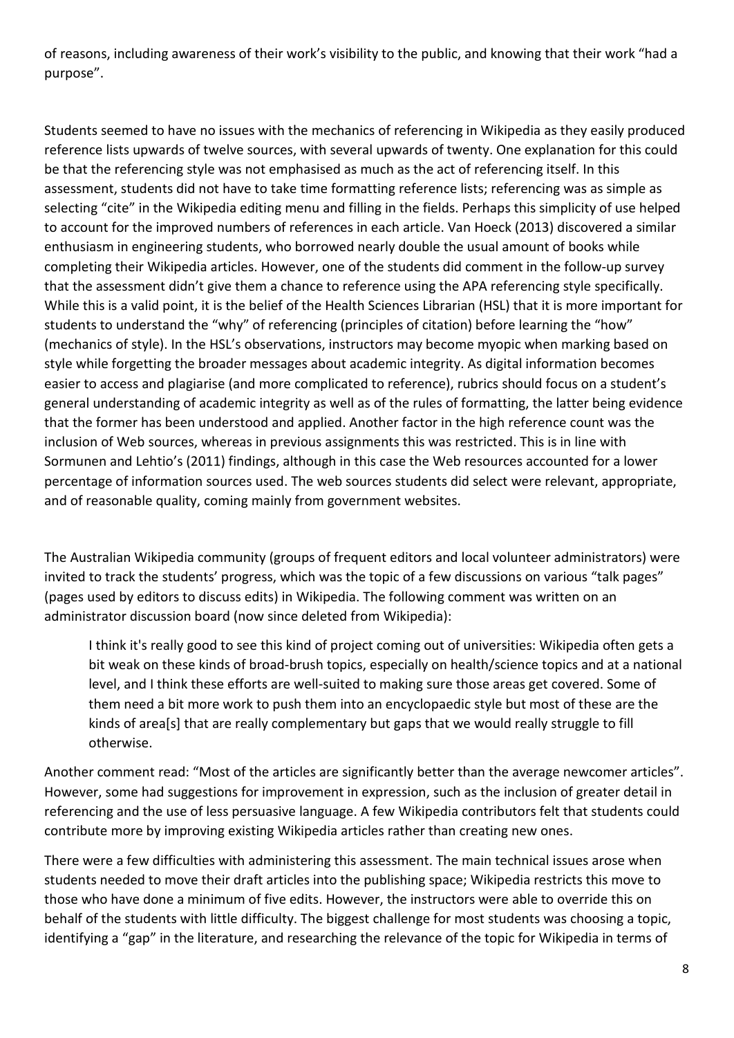of reasons, including awareness of their work's visibility to the public, and knowing that their work "had a purpose".

Students seemed to have no issues with the mechanics of referencing in Wikipedia as they easily produced reference lists upwards of twelve sources, with several upwards of twenty. One explanation for this could be that the referencing style was not emphasised as much as the act of referencing itself. In this assessment, students did not have to take time formatting reference lists; referencing was as simple as selecting "cite" in the Wikipedia editing menu and filling in the fields. Perhaps this simplicity of use helped to account for the improved numbers of references in each article. Van Hoeck (2013) discovered a similar enthusiasm in engineering students, who borrowed nearly double the usual amount of books while completing their Wikipedia articles. However, one of the students did comment in the follow-up survey that the assessment didn't give them a chance to reference using the APA referencing style specifically. While this is a valid point, it is the belief of the Health Sciences Librarian (HSL) that it is more important for students to understand the "why" of referencing (principles of citation) before learning the "how" (mechanics of style). In the HSL's observations, instructors may become myopic when marking based on style while forgetting the broader messages about academic integrity. As digital information becomes easier to access and plagiarise (and more complicated to reference), rubrics should focus on a student's general understanding of academic integrity as well as of the rules of formatting, the latter being evidence that the former has been understood and applied. Another factor in the high reference count was the inclusion of Web sources, whereas in previous assignments this was restricted. This is in line with Sormunen and Lehtio's (2011) findings, although in this case the Web resources accounted for a lower percentage of information sources used. The web sources students did select were relevant, appropriate, and of reasonable quality, coming mainly from government websites.

The Australian Wikipedia community (groups of frequent editors and local volunteer administrators) were invited to track the students' progress, which was the topic of a few discussions on various "talk pages" (pages used by editors to discuss edits) in Wikipedia. The following comment was written on an administrator discussion board (now since deleted from Wikipedia):

> I think it's really good to see this kind of project coming out of universities: Wikipedia often gets a bit weak on these kinds of broad-brush topics, especially on health/science topics and at a national level, and I think these efforts are well-suited to making sure those areas get covered. Some of them need a bit more work to push them into an encyclopaedic style but most of these are the kinds of area[s] that are really complementary but gaps that we would really struggle to fill otherwise.

Another comment read: "Most of the articles are significantly better than the average newcomer articles". However, some had suggestions for improvement in expression, such as the inclusion of greater detail in referencing and the use of less persuasive language. A few Wikipedia contributors felt that students could contribute more by improving existing Wikipedia articles rather than creating new ones.

There were a few difficulties with administering this assessment. The main technical issues arose when students needed to move their draft articles into the publishing space; Wikipedia restricts this move to those who have done a minimum of five edits. However, the instructors were able to override this on behalf of the students with little difficulty. The biggest challenge for most students was choosing a topic, identifying a "gap" in the literature, and researching the relevance of the topic for Wikipedia in terms of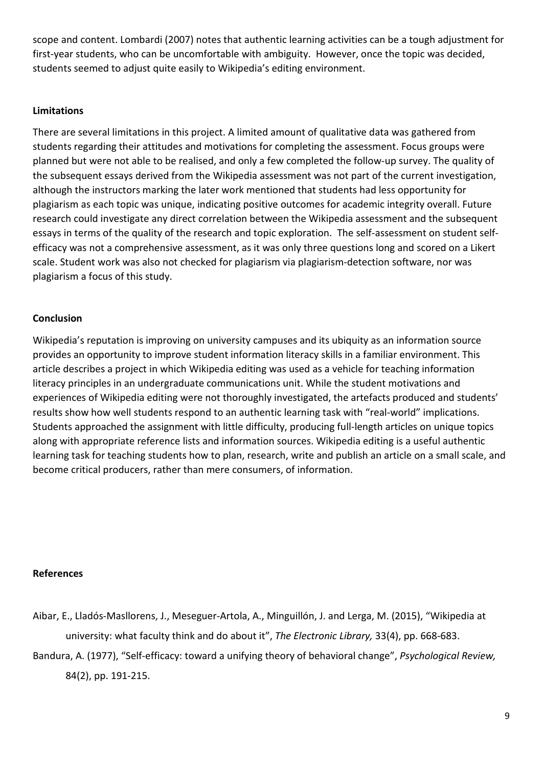scope and content. Lombardi (2007) notes that authentic learning activities can be a tough adjustment for first-year students, who can be uncomfortable with ambiguity. However, once the topic was decided, students seemed to adjust quite easily to Wikipedia's editing environment.

**Limitations**

There are several limitations in this project. A limited amount of qualitative data was gathered from students regarding their attitudes and motivations for completing the assessment. Focus groups were planned but were not able to be realised, and only a few completed the follow-up survey. The quality of the subsequent essays derived from the Wikipedia assessment was not part of the current investigation, although the instructors marking the later work mentioned that students had less opportunity for plagiarism as each topic was unique, indicating positive outcomes for academic integrity overall. Future research could investigate any direct correlation between the Wikipedia assessment and the subsequent essays in terms of the quality of the research and topic exploration. The self-assessment on student self-efficacy was not a comprehensive assessment, as it was only three questions long and scored on a Likert scale. Student work was also not checked for plagiarism via plagiarism-detection software, nor was plagiarism a focus of this study.

**Conclusion**

Wikipedia's reputation is improving on university campuses and its ubiquity as an information source provides an opportunity to improve student information literacy skills in a familiar environment. This article describes a project in which Wikipedia editing was used as a vehicle for teaching information literacy principles in an undergraduate communications unit. While the student motivations and experiences of Wikipedia editing were not thoroughly investigated, the artefacts produced and students' results show how well students respond to an authentic learning task with "real-world" implications. Students approached the assignment with little difficulty, producing full-length articles on unique topics along with appropriate reference lists and information sources. Wikipedia editing is a useful authentic learning task for teaching students how to plan, research, write and publish an article on a small scale, and become critical producers, rather than mere consumers, of information.

**References**

Aibar, E., Lladós-Masllorens, J., Meseguer-Artola, A., Minguillón, J. and Lerga, M. (2015), "Wikipedia at university: what faculty think and do about it", *The Electronic Library,* 33(4), pp. 668-683.

Bandura, A. (1977), "Self-efficacy: toward a unifying theory of behavioral change", *Psychological Review,* 84(2), pp. 191-215.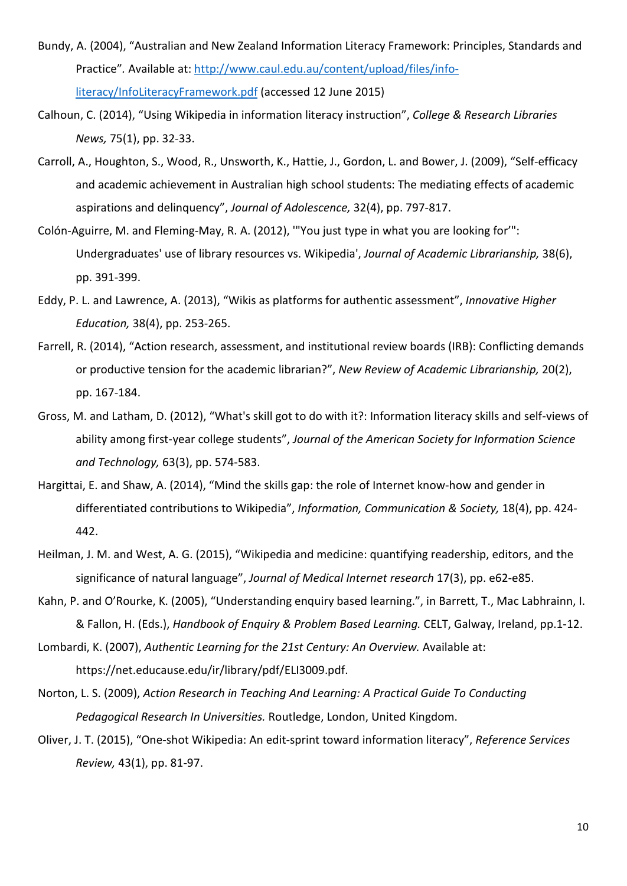Bundy, A. (2004), “Australian and New Zealand Information Literacy Framework: Principles, Standards and Practice”. Available at: [http://www.caul.edu.au/content/upload/files/info-literacy/InfoLiteracyFramework.pdf](http://www.caul.edu.au/content/upload/files/info-literacy/InfoLiteracyFramework.pdf) (accessed 12 June 2015)

Calhoun, C. (2014), “Using Wikipedia in information literacy instruction”, *College & Research Libraries News,* 75(1), pp. 32-33.

Carroll, A., Houghton, S., Wood, R., Unsworth, K., Hattie, J., Gordon, L. and Bower, J. (2009), “Self-efficacy and academic achievement in Australian high school students: The mediating effects of academic aspirations and delinquency”, *Journal of Adolescence,* 32(4), pp. 797-817.

Colón-Aguirre, M. and Fleming-May, R. A. (2012), '"You just type in what you are looking for’": Undergraduates' use of library resources vs. Wikipedia', *Journal of Academic Librarianship,* 38(6), pp. 391-399.

Eddy, P. L. and Lawrence, A. (2013), “Wikis as platforms for authentic assessment”, *Innovative Higher Education,* 38(4), pp. 253-265.

Farrell, R. (2014), “Action research, assessment, and institutional review boards (IRB): Conflicting demands or productive tension for the academic librarian?”, *New Review of Academic Librarianship,* 20(2), pp. 167-184.

Gross, M. and Latham, D. (2012), “What's skill got to do with it?: Information literacy skills and self-views of ability among first-year college students”, *Journal of the American Society for Information Science and Technology,* 63(3), pp. 574-583.

Hargittai, E. and Shaw, A. (2014), “Mind the skills gap: the role of Internet know-how and gender in differentiated contributions to Wikipedia”, *Information, Communication & Society,* 18(4), pp. 424-442.

Heilman, J. M. and West, A. G. (2015), “Wikipedia and medicine: quantifying readership, editors, and the significance of natural language”, *Journal of Medical Internet research* 17(3), pp. e62-e85.

Kahn, P. and O’Rourke, K. (2005), “Understanding enquiry based learning.”, in Barrett, T., Mac Labhrainn, I. & Fallon, H. (Eds.), *Handbook of Enquiry & Problem Based Learning.* CELT, Galway, Ireland, pp.1-12.

Lombardi, K. (2007), *Authentic Learning for the 21st Century: An Overview.* Available at: https://net.educause.edu/ir/library/pdf/ELI3009.pdf.

Norton, L. S. (2009), *Action Research in Teaching And Learning: A Practical Guide To Conducting Pedagogical Research In Universities.* Routledge, London, United Kingdom.

Oliver, J. T. (2015), “One-shot Wikipedia: An edit-sprint toward information literacy”, *Reference Services Review,* 43(1), pp. 81-97.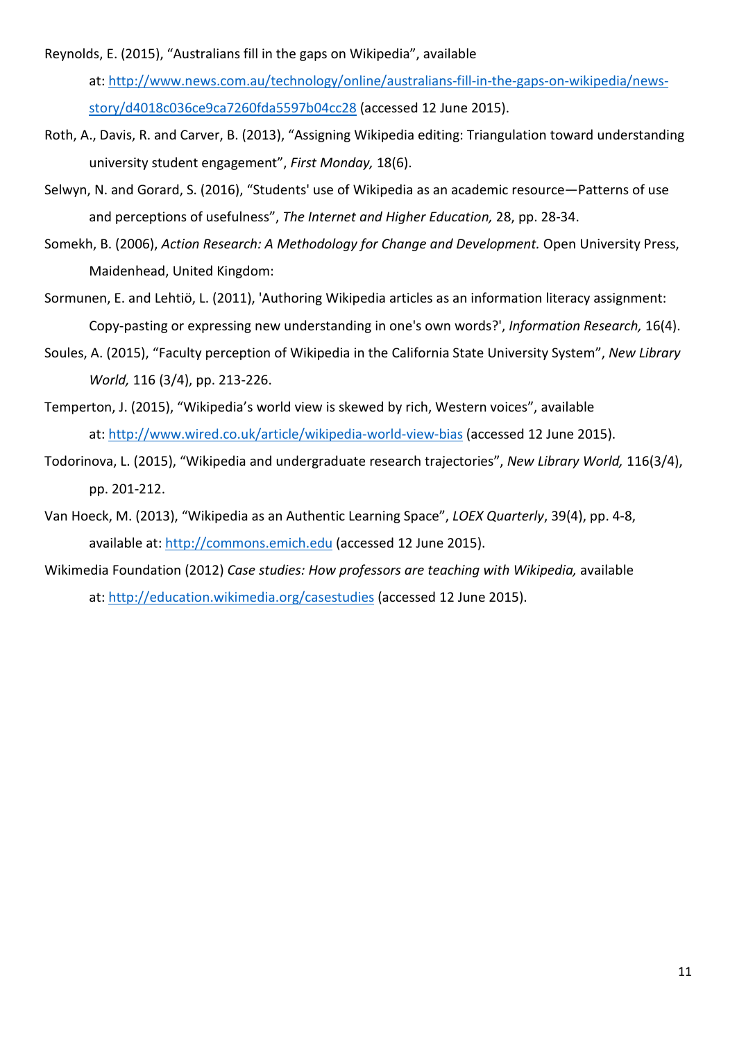Reynolds, E. (2015), "Australians fill in the gaps on Wikipedia", available at: http://www.news.com.au/technology/online/australians-fill-in-the-gaps-on-wikipedia/news-story/d4018c036ce9ca7260fda5597b04cc28 (accessed 12 June 2015).

Roth, A., Davis, R. and Carver, B. (2013), "Assigning Wikipedia editing: Triangulation toward understanding university student engagement", *First Monday,* 18(6).

Selwyn, N. and Gorard, S. (2016), "Students' use of Wikipedia as an academic resource—Patterns of use and perceptions of usefulness", *The Internet and Higher Education,* 28, pp. 28-34.

Somekh, B. (2006), *Action Research: A Methodology for Change and Development.* Open University Press, Maidenhead, United Kingdom:

Sormunen, E. and Lehtiö, L. (2011), 'Authoring Wikipedia articles as an information literacy assignment: Copy-pasting or expressing new understanding in one's own words?', *Information Research,* 16(4).

Soules, A. (2015), "Faculty perception of Wikipedia in the California State University System", *New Library World,* 116 (3/4), pp. 213-226.

Temperton, J. (2015), "Wikipedia's world view is skewed by rich, Western voices", available at: http://www.wired.co.uk/article/wikipedia-world-view-bias (accessed 12 June 2015).

Todorinova, L. (2015), "Wikipedia and undergraduate research trajectories", *New Library World,* 116(3/4), pp. 201-212.

Van Hoeck, M. (2013), "Wikipedia as an Authentic Learning Space", *LOEX Quarterly*, 39(4), pp. 4-8, available at: http://commons.emich.edu (accessed 12 June 2015).

Wikimedia Foundation (2012) *Case studies: How professors are teaching with Wikipedia,* available at: http://education.wikimedia.org/casestudies (accessed 12 June 2015).